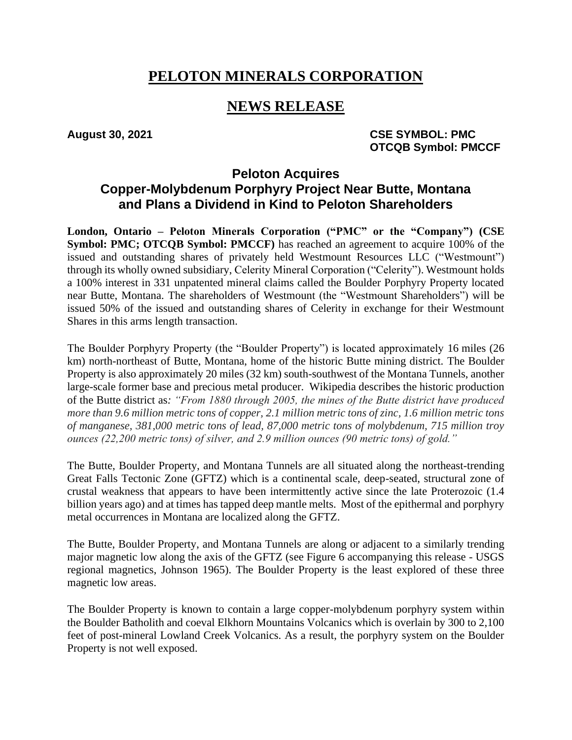# PELOTON MINERALS CORPORATION

# NEWS RELEASE

**August 30, 2021** **CSE SYMBOL: PMC**
**OTCQB Symbol: PMCCF**

## Peloton Acquires Copper-Molybdenum Porphyry Project Near Butte, Montana and Plans a Dividend in Kind to Peloton Shareholders

**London, Ontario – Peloton Minerals Corporation ("PMC" or the "Company") (CSE Symbol: PMC; OTCQB Symbol: PMCCF)** has reached an agreement to acquire 100% of the issued and outstanding shares of privately held Westmount Resources LLC ("Westmount") through its wholly owned subsidiary, Celerity Mineral Corporation ("Celerity"). Westmount holds a 100% interest in 331 unpatented mineral claims called the Boulder Porphyry Property located near Butte, Montana. The shareholders of Westmount (the "Westmount Shareholders") will be issued 50% of the issued and outstanding shares of Celerity in exchange for their Westmount Shares in this arms length transaction.

The Boulder Porphyry Property (the "Boulder Property") is located approximately 16 miles (26 km) north-northeast of Butte, Montana, home of the historic Butte mining district. The Boulder Property is also approximately 20 miles (32 km) south-southwest of the Montana Tunnels, another large-scale former base and precious metal producer. Wikipedia describes the historic production of the Butte district as*: "From 1880 through 2005, the mines of the Butte district have produced more than 9.6 million metric tons of copper, 2.1 million metric tons of zinc, 1.6 million metric tons of manganese, 381,000 metric tons of lead, 87,000 metric tons of molybdenum, 715 million troy ounces (22,200 metric tons) of silver, and 2.9 million ounces (90 metric tons) of gold."*

The Butte, Boulder Property, and Montana Tunnels are all situated along the northeast-trending Great Falls Tectonic Zone (GFTZ) which is a continental scale, deep-seated, structural zone of crustal weakness that appears to have been intermittently active since the late Proterozoic (1.4 billion years ago) and at times has tapped deep mantle melts. Most of the epithermal and porphyry metal occurrences in Montana are localized along the GFTZ.

The Butte, Boulder Property, and Montana Tunnels are along or adjacent to a similarly trending major magnetic low along the axis of the GFTZ (see Figure 6 accompanying this release - USGS regional magnetics, Johnson 1965). The Boulder Property is the least explored of these three magnetic low areas.

The Boulder Property is known to contain a large copper-molybdenum porphyry system within the Boulder Batholith and coeval Elkhorn Mountains Volcanics which is overlain by 300 to 2,100 feet of post-mineral Lowland Creek Volcanics. As a result, the porphyry system on the Boulder Property is not well exposed.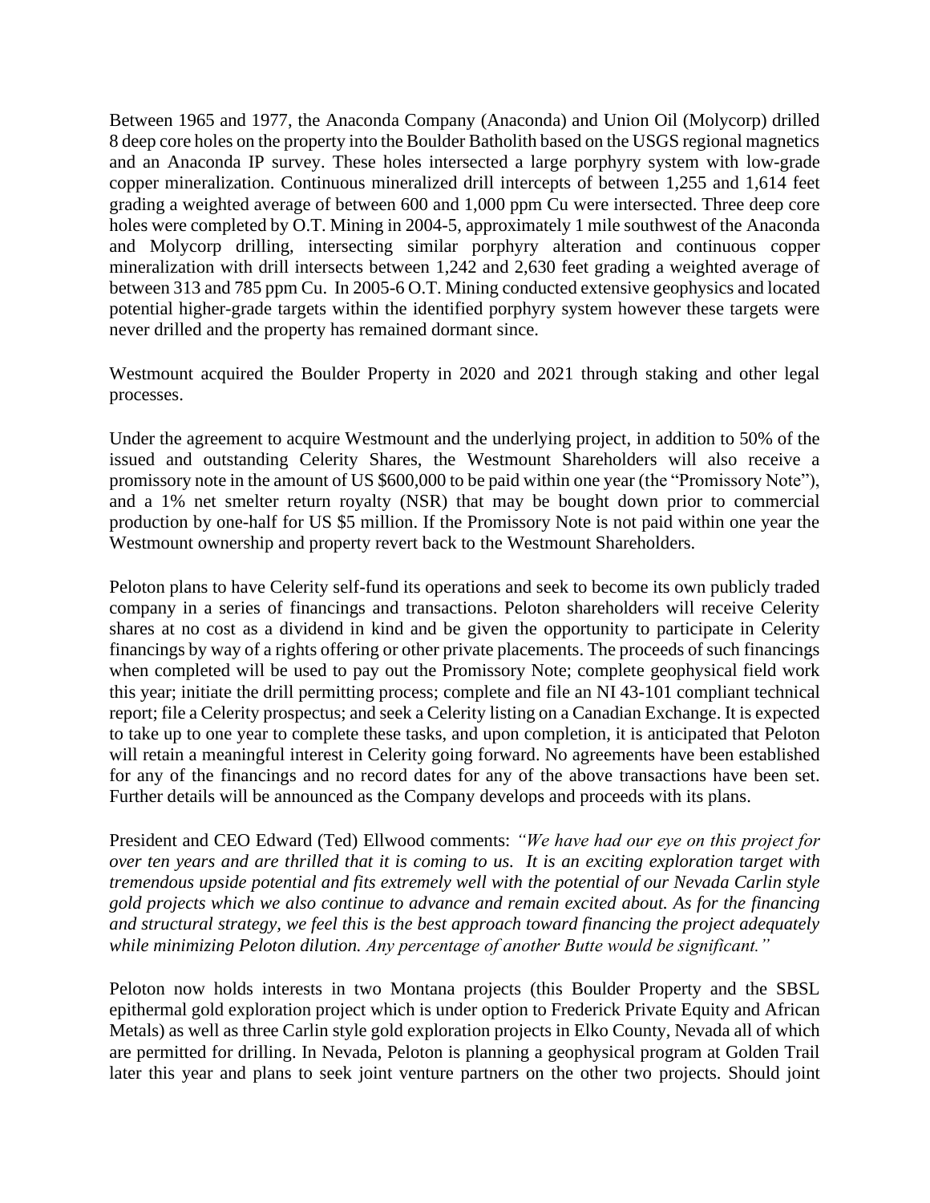Between 1965 and 1977, the Anaconda Company (Anaconda) and Union Oil (Molycorp) drilled 8 deep core holes on the property into the Boulder Batholith based on the USGS regional magnetics and an Anaconda IP survey. These holes intersected a large porphyry system with low-grade copper mineralization. Continuous mineralized drill intercepts of between 1,255 and 1,614 feet grading a weighted average of between 600 and 1,000 ppm Cu were intersected. Three deep core holes were completed by O.T. Mining in 2004-5, approximately 1 mile southwest of the Anaconda and Molycorp drilling, intersecting similar porphyry alteration and continuous copper mineralization with drill intersects between 1,242 and 2,630 feet grading a weighted average of between 313 and 785 ppm Cu. In 2005-6 O.T. Mining conducted extensive geophysics and located potential higher-grade targets within the identified porphyry system however these targets were never drilled and the property has remained dormant since.

Westmount acquired the Boulder Property in 2020 and 2021 through staking and other legal processes.

Under the agreement to acquire Westmount and the underlying project, in addition to 50% of the issued and outstanding Celerity Shares, the Westmount Shareholders will also receive a promissory note in the amount of US $600,000 to be paid within one year (the "Promissory Note"), and a 1% net smelter return royalty (NSR) that may be bought down prior to commercial production by one-half for US $5 million. If the Promissory Note is not paid within one year the Westmount ownership and property revert back to the Westmount Shareholders.

Peloton plans to have Celerity self-fund its operations and seek to become its own publicly traded company in a series of financings and transactions. Peloton shareholders will receive Celerity shares at no cost as a dividend in kind and be given the opportunity to participate in Celerity financings by way of a rights offering or other private placements. The proceeds of such financings when completed will be used to pay out the Promissory Note; complete geophysical field work this year; initiate the drill permitting process; complete and file an NI 43-101 compliant technical report; file a Celerity prospectus; and seek a Celerity listing on a Canadian Exchange. It is expected to take up to one year to complete these tasks, and upon completion, it is anticipated that Peloton will retain a meaningful interest in Celerity going forward. No agreements have been established for any of the financings and no record dates for any of the above transactions have been set. Further details will be announced as the Company develops and proceeds with its plans.

President and CEO Edward (Ted) Ellwood comments: *"We have had our eye on this project for over ten years and are thrilled that it is coming to us. It is an exciting exploration target with tremendous upside potential and fits extremely well with the potential of our Nevada Carlin style gold projects which we also continue to advance and remain excited about. As for the financing and structural strategy, we feel this is the best approach toward financing the project adequately while minimizing Peloton dilution. Any percentage of another Butte would be significant."*

Peloton now holds interests in two Montana projects (this Boulder Property and the SBSL epithermal gold exploration project which is under option to Frederick Private Equity and African Metals) as well as three Carlin style gold exploration projects in Elko County, Nevada all of which are permitted for drilling. In Nevada, Peloton is planning a geophysical program at Golden Trail later this year and plans to seek joint venture partners on the other two projects. Should joint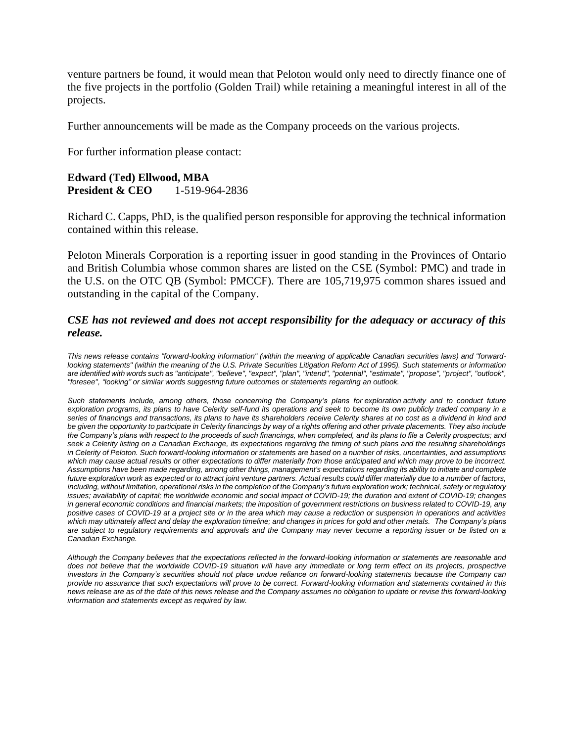venture partners be found, it would mean that Peloton would only need to directly finance one of the five projects in the portfolio (Golden Trail) while retaining a meaningful interest in all of the projects.

Further announcements will be made as the Company proceeds on the various projects.

For further information please contact:

**Edward (Ted) Ellwood, MBA**
**President & CEO** 1-519-964-2836

Richard C. Capps, PhD, is the qualified person responsible for approving the technical information contained within this release.

Peloton Minerals Corporation is a reporting issuer in good standing in the Provinces of Ontario and British Columbia whose common shares are listed on the CSE (Symbol: PMC) and trade in the U.S. on the OTC QB (Symbol: PMCCF). There are 105,719,975 common shares issued and outstanding in the capital of the Company.

***CSE has not reviewed and does not accept responsibility for the adequacy or accuracy of this release.***

*This news release contains "forward-looking information" (within the meaning of applicable Canadian securities laws) and "forward-looking statements" (within the meaning of the U.S. Private Securities Litigation Reform Act of 1995). Such statements or information are identified with words such as "anticipate", "believe", "expect", "plan", "intend", "potential", "estimate", "propose", "project", "outlook", "foresee", "looking" or similar words suggesting future outcomes or statements regarding an outlook.*

*Such statements include, among others, those concerning the Company's plans for exploration activity and to conduct future exploration programs, its plans to have Celerity self-fund its operations and seek to become its own publicly traded company in a series of financings and transactions, its plans to have its shareholders receive Celerity shares at no cost as a dividend in kind and be given the opportunity to participate in Celerity financings by way of a rights offering and other private placements. They also include the Company's plans with respect to the proceeds of such financings, when completed, and its plans to file a Celerity prospectus; and seek a Celerity listing on a Canadian Exchange, its expectations regarding the timing of such plans and the resulting shareholdings in Celerity of Peloton. Such forward-looking information or statements are based on a number of risks, uncertainties, and assumptions which may cause actual results or other expectations to differ materially from those anticipated and which may prove to be incorrect. Assumptions have been made regarding, among other things, management's expectations regarding its ability to initiate and complete future exploration work as expected or to attract joint venture partners. Actual results could differ materially due to a number of factors, including, without limitation, operational risks in the completion of the Company's future exploration work; technical, safety or regulatory issues; availability of capital; the worldwide economic and social impact of COVID-19; the duration and extent of COVID-19; changes in general economic conditions and financial markets; the imposition of government restrictions on business related to COVID-19, any positive cases of COVID-19 at a project site or in the area which may cause a reduction or suspension in operations and activities which may ultimately affect and delay the exploration timeline; and changes in prices for gold and other metals. The Company's plans are subject to regulatory requirements and approvals and the Company may never become a reporting issuer or be listed on a Canadian Exchange.*

*Although the Company believes that the expectations reflected in the forward-looking information or statements are reasonable and does not believe that the worldwide COVID-19 situation will have any immediate or long term effect on its projects, prospective investors in the Company's securities should not place undue reliance on forward-looking statements because the Company can provide no assurance that such expectations will prove to be correct. Forward-looking information and statements contained in this news release are as of the date of this news release and the Company assumes no obligation to update or revise this forward-looking information and statements except as required by law.*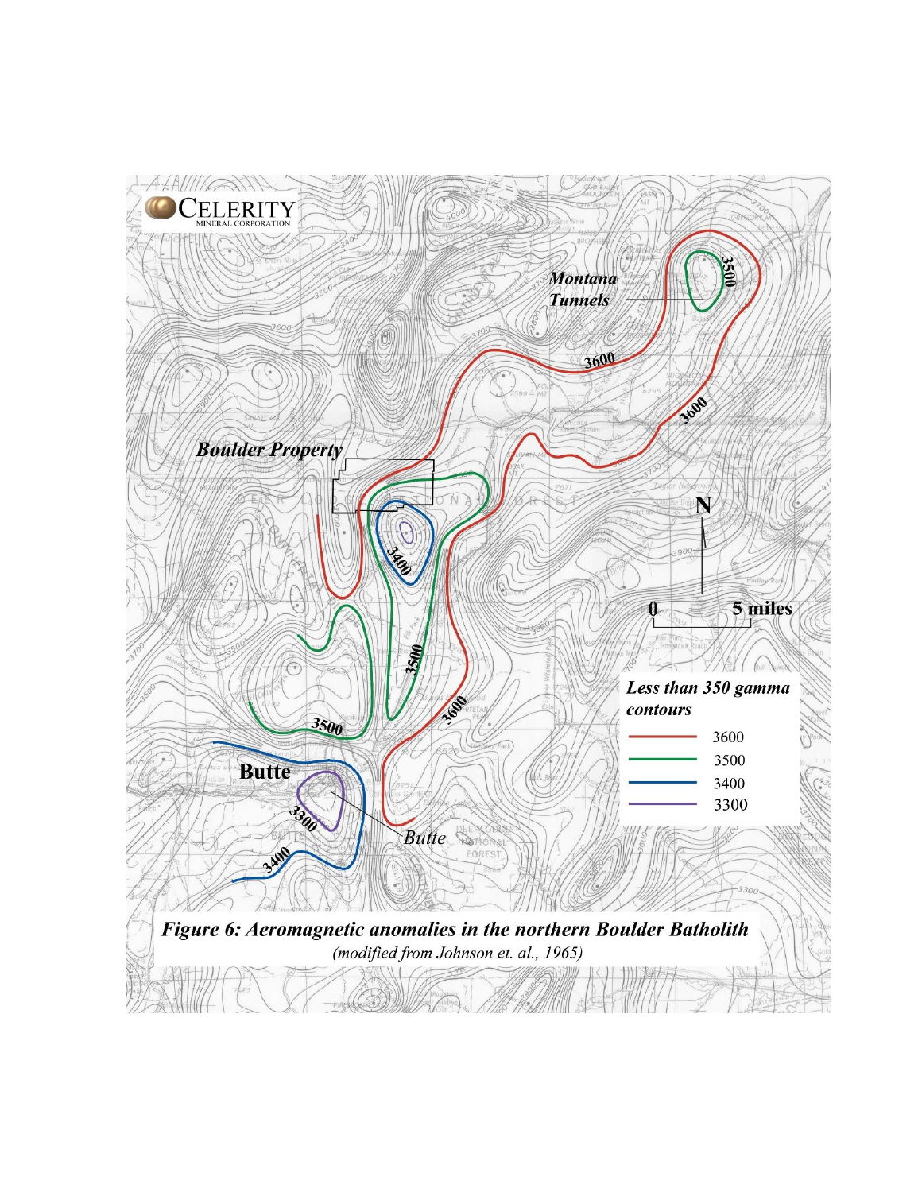CELERITY
MINERAL CORPORATION

Montana Tunnels

Boulder Property

Butte

Butte

3600
3600
3600
3500
3500
3500
3400
3400
3300

N

0 5 miles

*Less than 350 gamma contours*

3600
3500
3400
3300

***Figure 6: Aeromagnetic anomalies in the northern Boulder Batholith***

*(modified from Johnson et. al., 1965)*